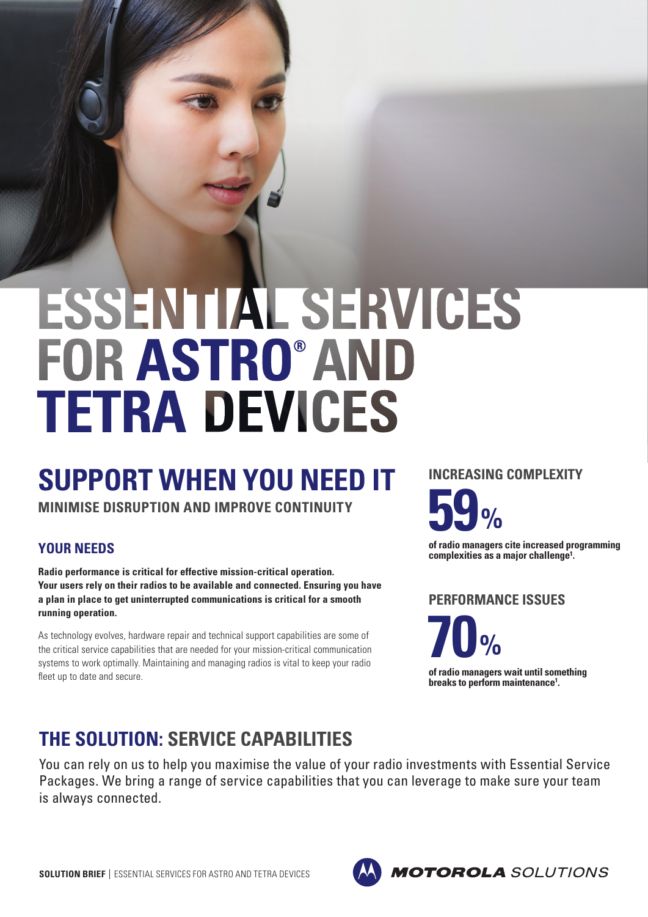# ESSENTIAL SERVICES FOR ASTRO® AND TETRA DEVICES

## SUPPORT WHEN YOU NEED IT

**MINIMISE DISRUPTION AND IMPROVE CONTINUITY**

### YOUR NEEDS

**Radio performance is critical for effective mission-critical operation. Your users rely on their radios to be available and connected. Ensuring you have a plan in place to get uninterrupted communications is critical for a smooth running operation.**

As technology evolves, hardware repair and technical support capabilities are some of the critical service capabilities that are needed for your mission-critical communication systems to work optimally. Maintaining and managing radios is vital to keep your radio fleet up to date and secure.

### INCREASING COMPLEXITY

**59%**

**of radio managers cite increased programming complexities as a major challenge[1].**

### PERFORMANCE ISSUES

**70%**

**of radio managers wait until something breaks to perform maintenance[1].**

## THE SOLUTION: SERVICE CAPABILITIES

You can rely on us to help you maximise the value of your radio investments with Essential Service Packages. We bring a range of service capabilities that you can leverage to make sure your team is always connected.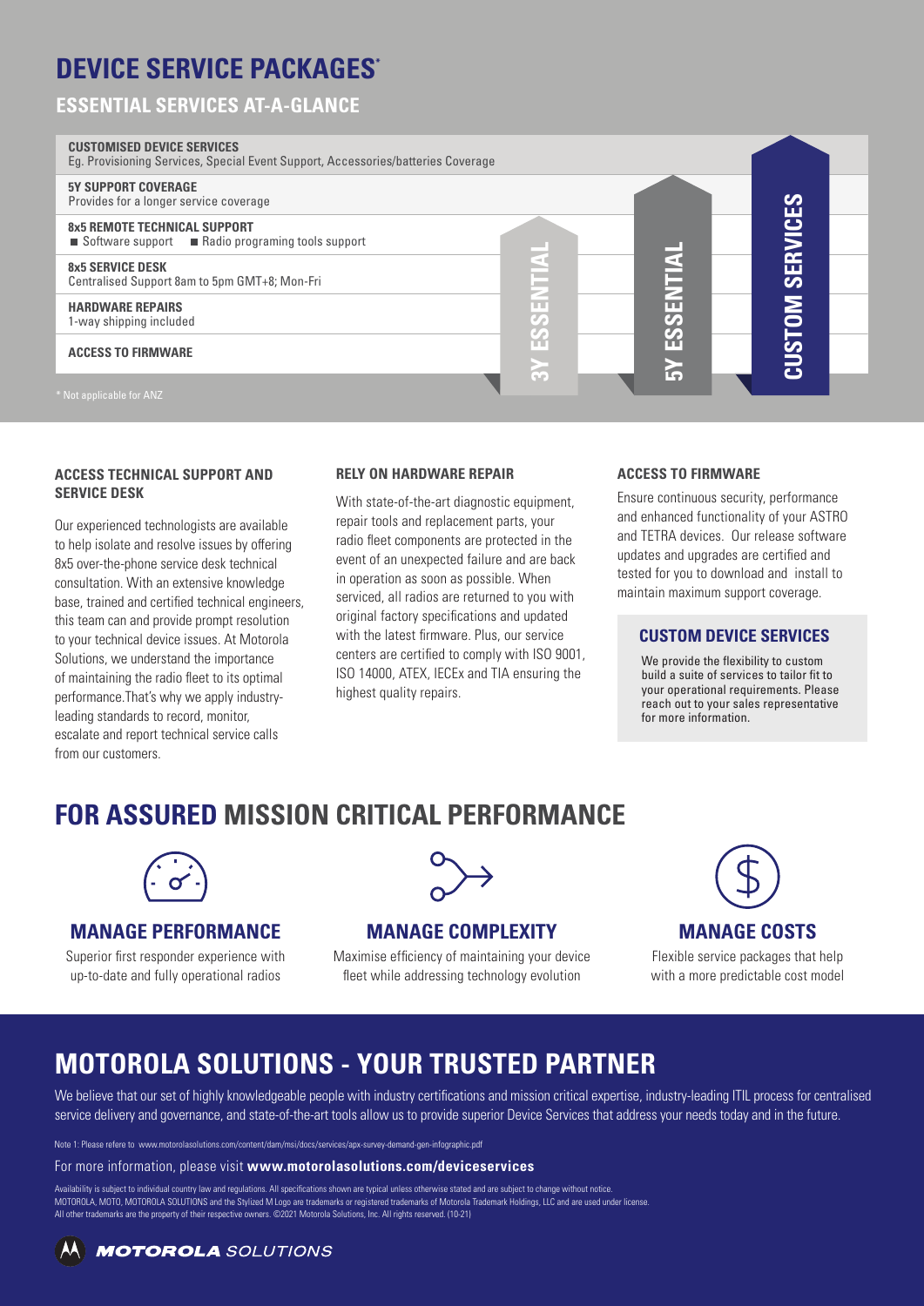# DEVICE SERVICE PACKAGES*

## ESSENTIAL SERVICES AT-A-GLANCE

**CUSTOMISED DEVICE SERVICES**
Eg. Provisioning Services, Special Event Support, Accessories/batteries Coverage

**5Y SUPPORT COVERAGE**
Provides for a longer service coverage

**8x5 REMOTE TECHNICAL SUPPORT**
- Software support
- Radio programing tools support

**8x5 SERVICE DESK**
Centralised Support 8am to 5pm GMT+8; Mon-Fri

**HARDWARE REPAIRS**
1-way shipping included

**ACCESS TO FIRMWARE**

3Y ESSENTIAL

5Y ESSENTIAL

CUSTOM SERVICES

\* Not applicable for ANZ

### ACCESS TECHNICAL SUPPORT AND SERVICE DESK

Our experienced technologists are available to help isolate and resolve issues by offering 8x5 over-the-phone service desk technical consultation. With an extensive knowledge base, trained and certified technical engineers, this team can and provide prompt resolution to your technical device issues. At Motorola Solutions, we understand the importance of maintaining the radio fleet to its optimal performance.That's why we apply industry-leading standards to record, monitor, escalate and report technical service calls from our customers.

### RELY ON HARDWARE REPAIR

With state-of-the-art diagnostic equipment, repair tools and replacement parts, your radio fleet components are protected in the event of an unexpected failure and are back in operation as soon as possible. When serviced, all radios are returned to you with original factory specifications and updated with the latest firmware. Plus, our service centers are certified to comply with ISO 9001, ISO 14000, ATEX, IECEx and TIA ensuring the highest quality repairs.

### ACCESS TO FIRMWARE

Ensure continuous security, performance and enhanced functionality of your ASTRO and TETRA devices. Our release software updates and upgrades are certified and tested for you to download and install to maintain maximum support coverage.

### CUSTOM DEVICE SERVICES

We provide the flexibility to custom build a suite of services to tailor fit to your operational requirements. Please reach out to your sales representative for more information.

# FOR ASSURED MISSION CRITICAL PERFORMANCE

### MANAGE PERFORMANCE

Superior first responder experience with up-to-date and fully operational radios

### MANAGE COMPLEXITY

Maximise efficiency of maintaining your device fleet while addressing technology evolution

### MANAGE COSTS

Flexible service packages that help with a more predictable cost model

# MOTOROLA SOLUTIONS - YOUR TRUSTED PARTNER

We believe that our set of highly knowledgeable people with industry certifications and mission critical expertise, industry-leading ITIL process for centralised service delivery and governance, and state-of-the-art tools allow us to provide superior Device Services that address your needs today and in the future.

Note 1: Please refere to www.motorolasolutions.com/content/dam/msi/docs/services/apx-survey-demand-gen-infographic.pdf

For more information, please visit **www.motorolasolutions.com/deviceservices**

Availability is subject to individual country law and regulations. All specifications shown are typical unless otherwise stated and are subject to change without notice.
MOTOROLA, MOTO, MOTOROLA SOLUTIONS and the Stylized M Logo are trademarks or registered trademarks of Motorola Trademark Holdings, LLC and are used under license.
All other trademarks are the property of their respective owners. ©2021 Motorola Solutions, Inc. All rights reserved. (10-21)

MOTOROLA SOLUTIONS